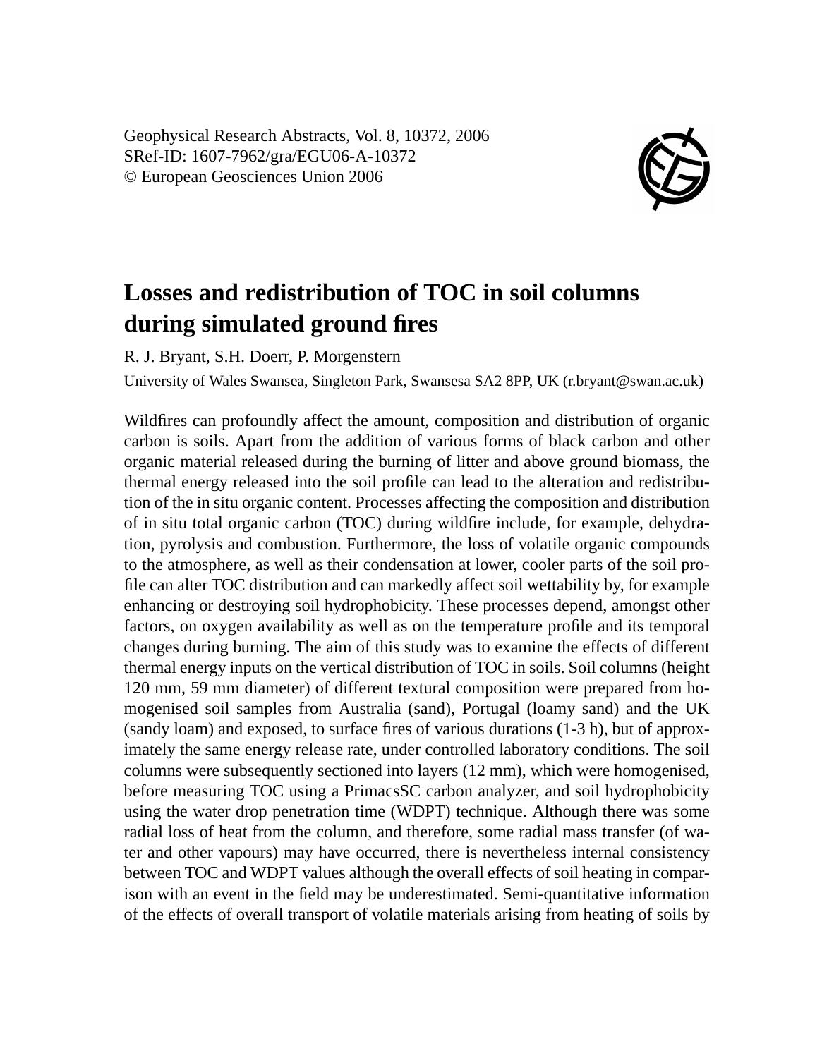Geophysical Research Abstracts, Vol. 8, 10372, 2006
SRef-ID: 1607-7962/gra/EGU06-A-10372
© European Geosciences Union 2006

# Losses and redistribution of TOC in soil columns during simulated ground fires

R. J. Bryant, S.H. Doerr, P. Morgenstern

University of Wales Swansea, Singleton Park, Swansesa SA2 8PP, UK (r.bryant@swan.ac.uk)

Wildfires can profoundly affect the amount, composition and distribution of organic carbon is soils. Apart from the addition of various forms of black carbon and other organic material released during the burning of litter and above ground biomass, the thermal energy released into the soil profile can lead to the alteration and redistribution of the in situ organic content. Processes affecting the composition and distribution of in situ total organic carbon (TOC) during wildfire include, for example, dehydration, pyrolysis and combustion. Furthermore, the loss of volatile organic compounds to the atmosphere, as well as their condensation at lower, cooler parts of the soil profile can alter TOC distribution and can markedly affect soil wettability by, for example enhancing or destroying soil hydrophobicity. These processes depend, amongst other factors, on oxygen availability as well as on the temperature profile and its temporal changes during burning. The aim of this study was to examine the effects of different thermal energy inputs on the vertical distribution of TOC in soils. Soil columns (height 120 mm, 59 mm diameter) of different textural composition were prepared from homogenised soil samples from Australia (sand), Portugal (loamy sand) and the UK (sandy loam) and exposed, to surface fires of various durations (1-3 h), but of approximately the same energy release rate, under controlled laboratory conditions. The soil columns were subsequently sectioned into layers (12 mm), which were homogenised, before measuring TOC using a PrimacsSC carbon analyzer, and soil hydrophobicity using the water drop penetration time (WDPT) technique. Although there was some radial loss of heat from the column, and therefore, some radial mass transfer (of water and other vapours) may have occurred, there is nevertheless internal consistency between TOC and WDPT values although the overall effects of soil heating in comparison with an event in the field may be underestimated. Semi-quantitative information of the effects of overall transport of volatile materials arising from heating of soils by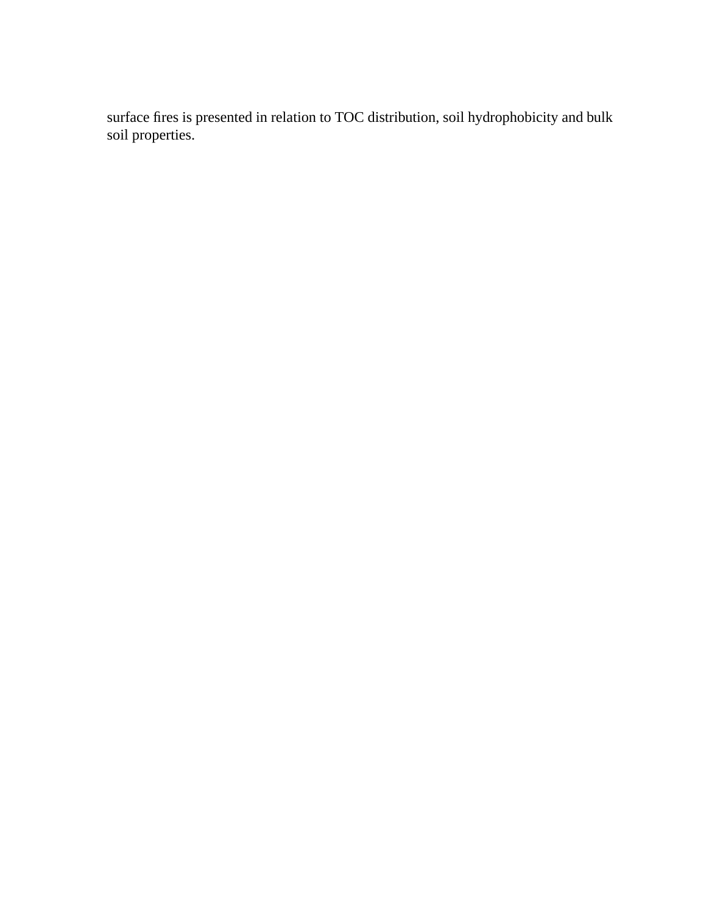surface fires is presented in relation to TOC distribution, soil hydrophobicity and bulk soil properties.